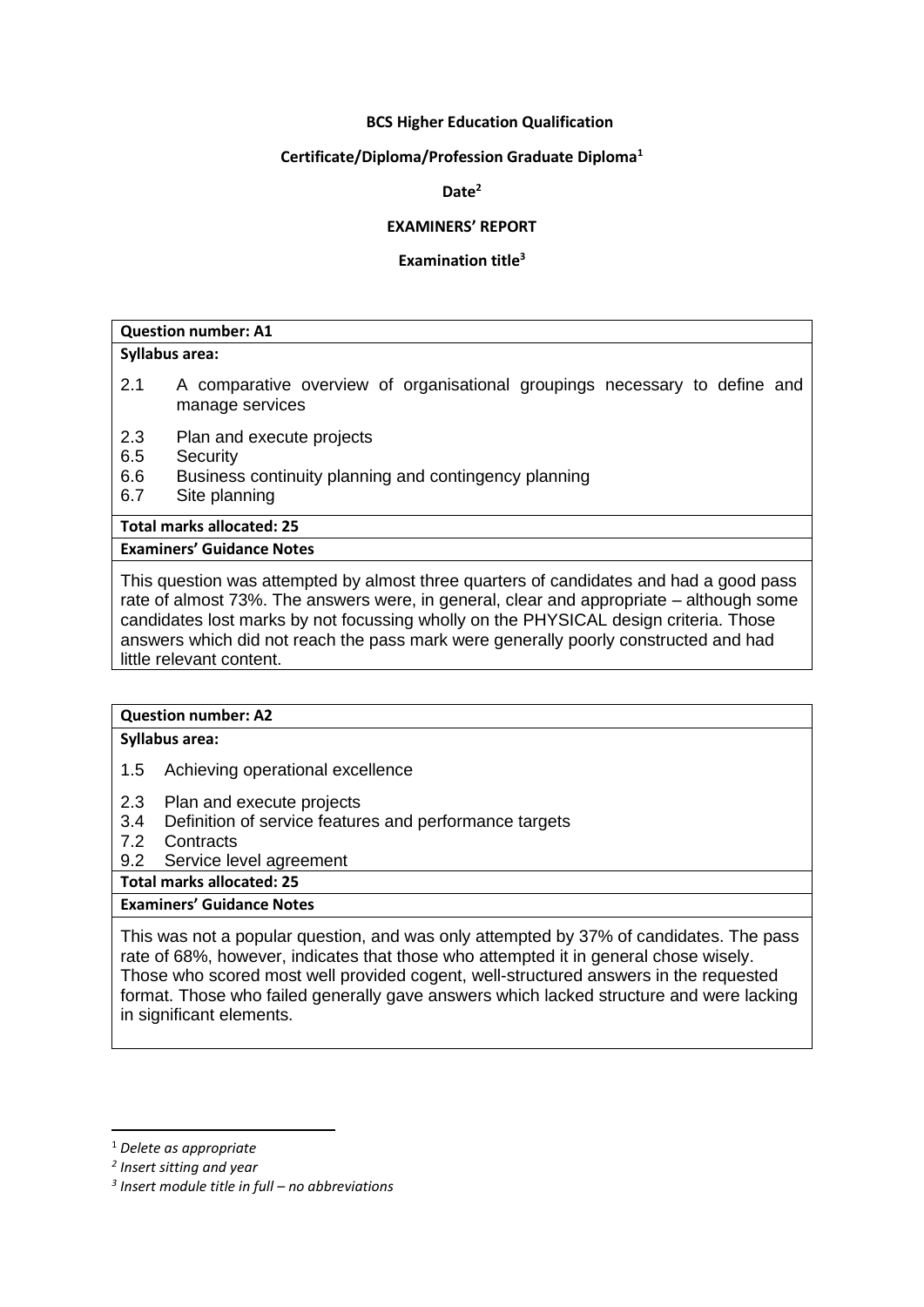**BCS Higher Education Qualification**

**Certificate/Diploma/Profession Graduate Diploma[1]**

**Date[2]**

**EXAMINERS' REPORT**

**Examination title[3]**

**Question number: A1**

**Syllabus area:**

- 2.1 A comparative overview of organisational groupings necessary to define and manage services
- 2.3 Plan and execute projects
- 6.5 Security
- 6.6 Business continuity planning and contingency planning
- 6.7 Site planning

**Total marks allocated: 25**

**Examiners' Guidance Notes**

This question was attempted by almost three quarters of candidates and had a good pass rate of almost 73%. The answers were, in general, clear and appropriate – although some candidates lost marks by not focussing wholly on the PHYSICAL design criteria. Those answers which did not reach the pass mark were generally poorly constructed and had little relevant content.

**Question number: A2**

**Syllabus area:**

- 1.5 Achieving operational excellence
- 2.3 Plan and execute projects
- 3.4 Definition of service features and performance targets
- 7.2 Contracts
- 9.2 Service level agreement

**Total marks allocated: 25**

**Examiners' Guidance Notes**

This was not a popular question, and was only attempted by 37% of candidates. The pass rate of 68%, however, indicates that those who attempted it in general chose wisely. Those who scored most well provided cogent, well-structured answers in the requested format. Those who failed generally gave answers which lacked structure and were lacking in significant elements.

---

[1] *Delete as appropriate*

[2] *Insert sitting and year*

[3] *Insert module title in full – no abbreviations*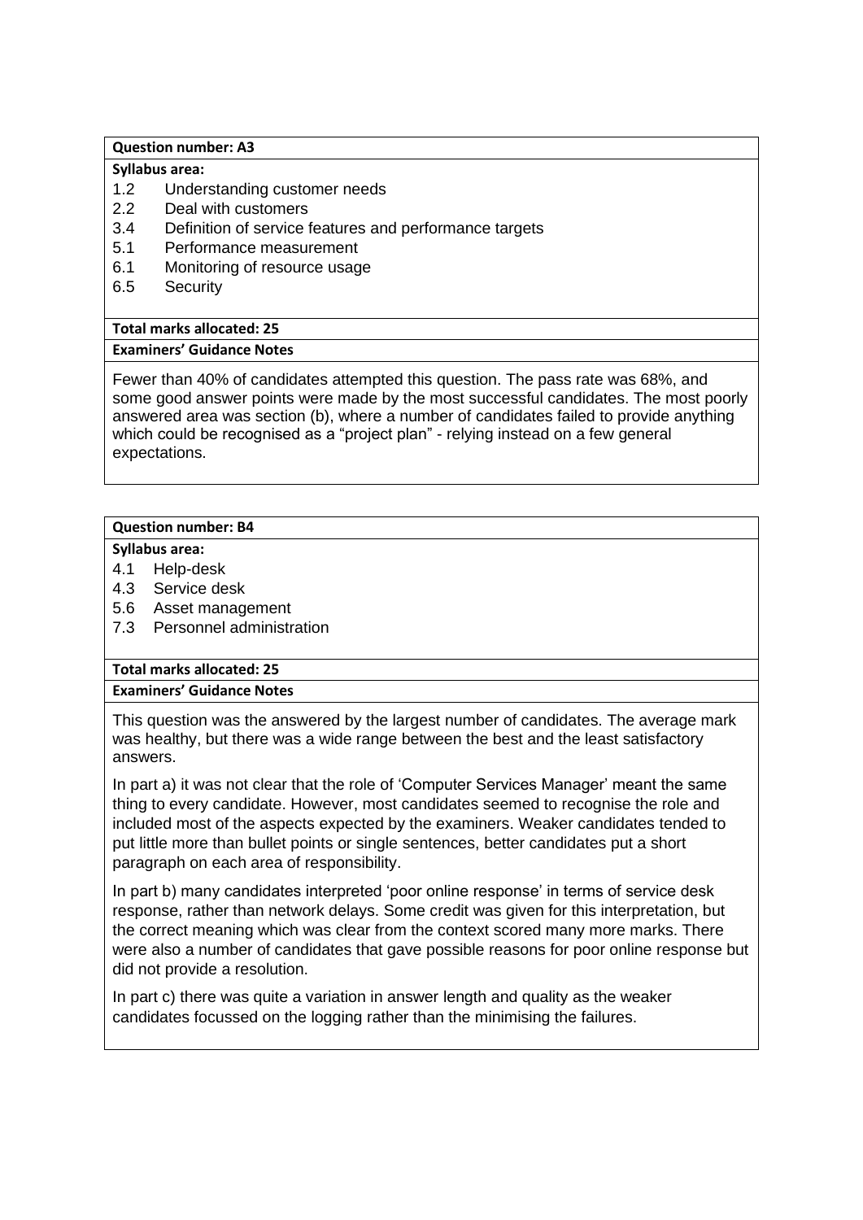**Question number: A3**

**Syllabus area:**

1.2 Understanding customer needs
2.2 Deal with customers
3.4 Definition of service features and performance targets
5.1 Performance measurement
6.1 Monitoring of resource usage
6.5 Security

**Total marks allocated: 25**

**Examiners' Guidance Notes**

Fewer than 40% of candidates attempted this question. The pass rate was 68%, and some good answer points were made by the most successful candidates. The most poorly answered area was section (b), where a number of candidates failed to provide anything which could be recognised as a "project plan" - relying instead on a few general expectations.

**Question number: B4**

**Syllabus area:**

4.1 Help-desk
4.3 Service desk
5.6 Asset management
7.3 Personnel administration

**Total marks allocated: 25**

**Examiners' Guidance Notes**

This question was the answered by the largest number of candidates. The average mark was healthy, but there was a wide range between the best and the least satisfactory answers.

In part a) it was not clear that the role of 'Computer Services Manager' meant the same thing to every candidate. However, most candidates seemed to recognise the role and included most of the aspects expected by the examiners. Weaker candidates tended to put little more than bullet points or single sentences, better candidates put a short paragraph on each area of responsibility.

In part b) many candidates interpreted 'poor online response' in terms of service desk response, rather than network delays. Some credit was given for this interpretation, but the correct meaning which was clear from the context scored many more marks. There were also a number of candidates that gave possible reasons for poor online response but did not provide a resolution.

In part c) there was quite a variation in answer length and quality as the weaker candidates focussed on the logging rather than the minimising the failures.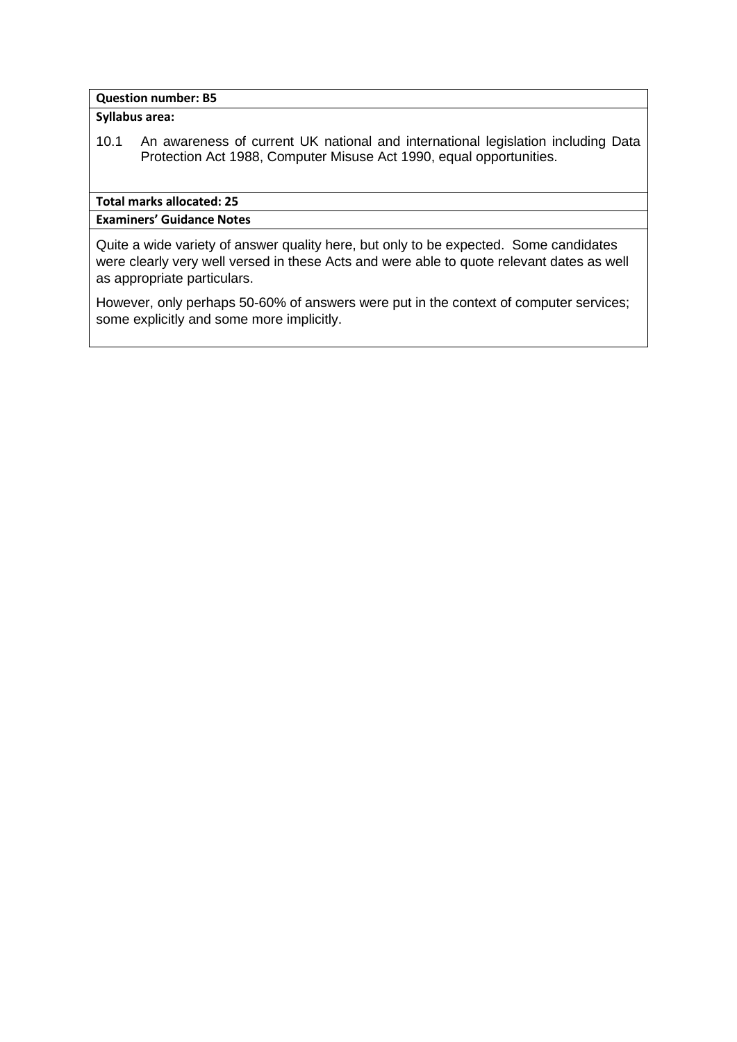**Question number: B5**

**Syllabus area:**

10.1 An awareness of current UK national and international legislation including Data Protection Act 1988, Computer Misuse Act 1990, equal opportunities.

**Total marks allocated: 25**

**Examiners' Guidance Notes**

Quite a wide variety of answer quality here, but only to be expected. Some candidates were clearly very well versed in these Acts and were able to quote relevant dates as well as appropriate particulars.

However, only perhaps 50-60% of answers were put in the context of computer services; some explicitly and some more implicitly.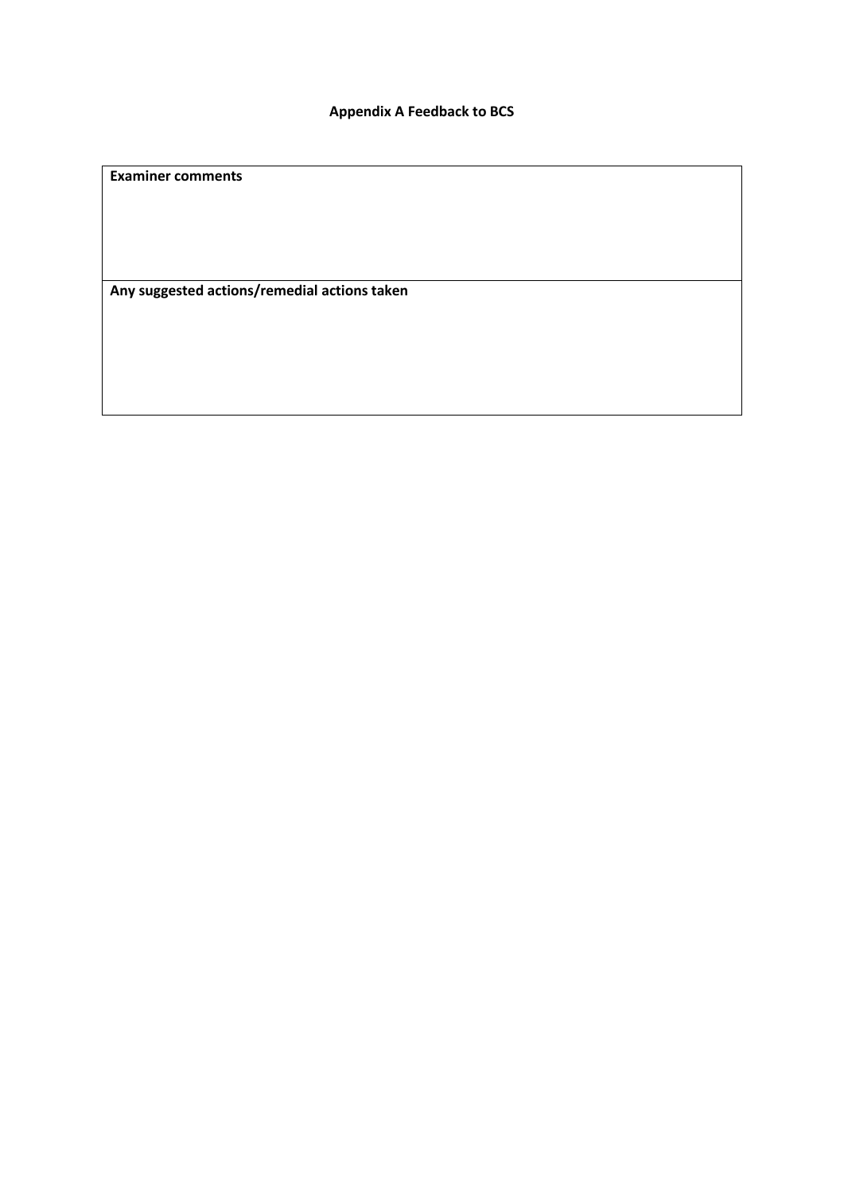**Appendix A Feedback to BCS**

| **Examiner comments** |
| --- |
| **Any suggested actions/remedial actions taken** |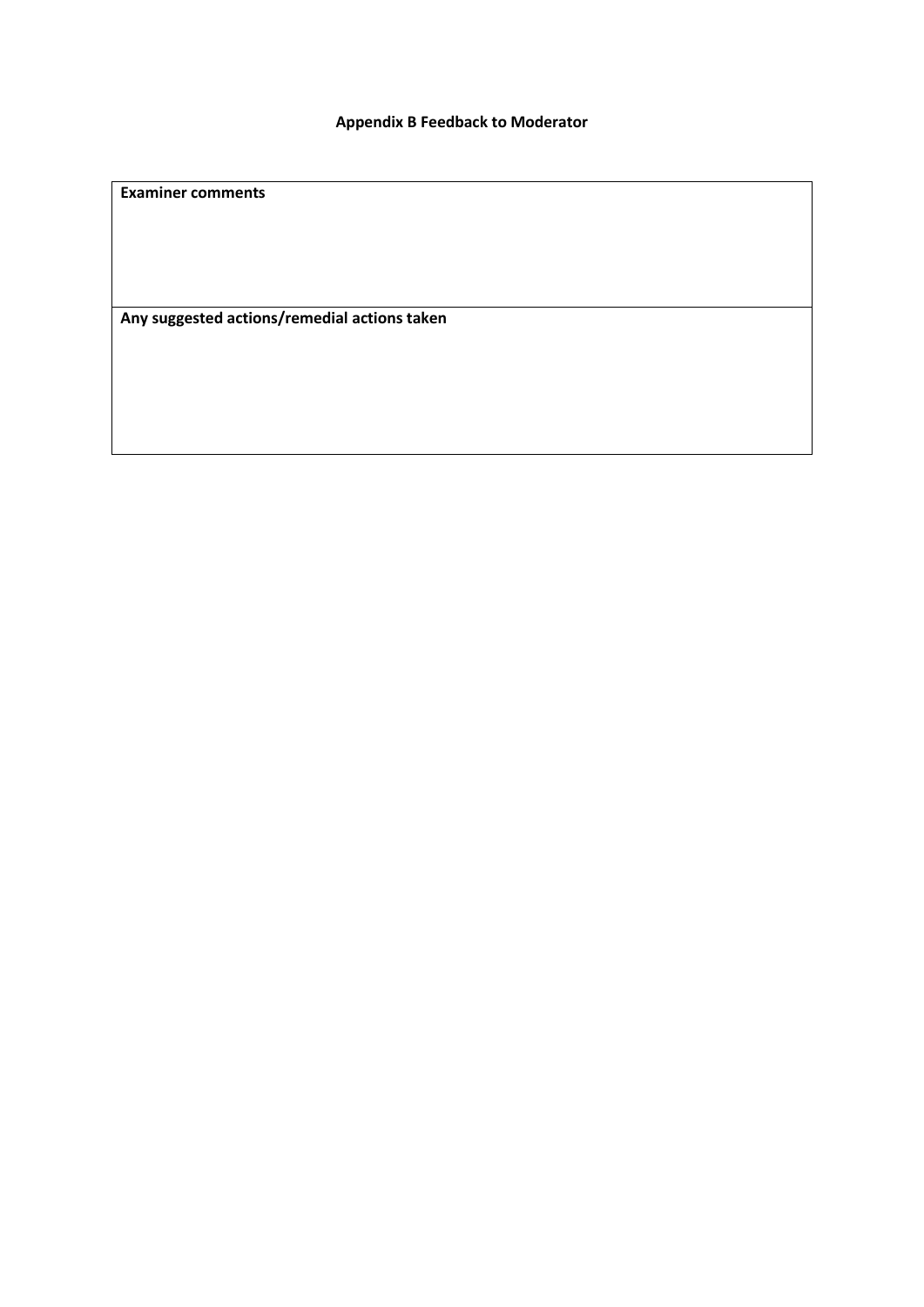**Appendix B Feedback to Moderator**

| |
|---|
| **Examiner comments** |
| **Any suggested actions/remedial actions taken** |